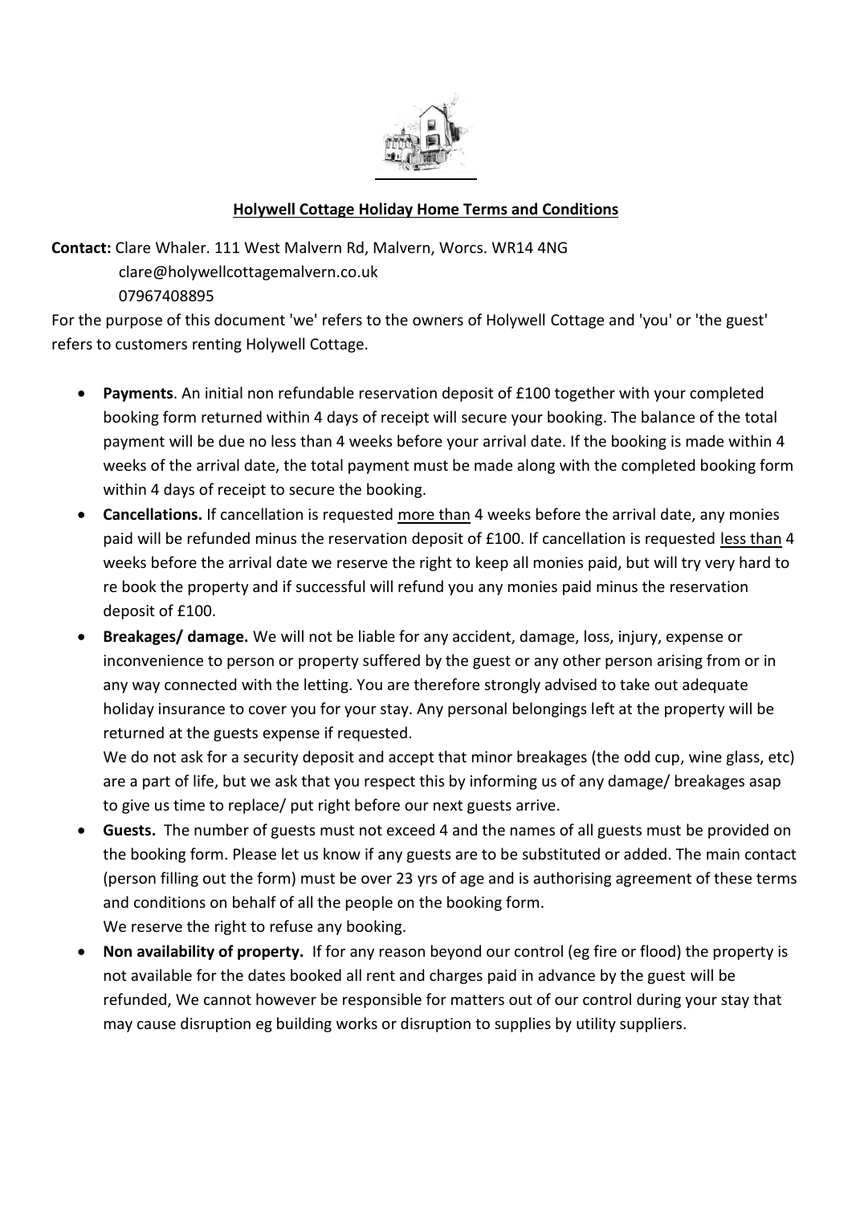## Holywell Cottage Holiday Home Terms and Conditions

**Contact:** Clare Whaler. 111 West Malvern Rd, Malvern, Worcs. WR14 4NG
clare@holywellcottagemalvern.co.uk
07967408895

For the purpose of this document 'we' refers to the owners of Holywell Cottage and 'you' or 'the guest' refers to customers renting Holywell Cottage.

- **Payments**. An initial non refundable reservation deposit of £100 together with your completed booking form returned within 4 days of receipt will secure your booking. The balance of the total payment will be due no less than 4 weeks before your arrival date. If the booking is made within 4 weeks of the arrival date, the total payment must be made along with the completed booking form within 4 days of receipt to secure the booking.
- **Cancellations.** If cancellation is requested more than 4 weeks before the arrival date, any monies paid will be refunded minus the reservation deposit of £100. If cancellation is requested less than 4 weeks before the arrival date we reserve the right to keep all monies paid, but will try very hard to re book the property and if successful will refund you any monies paid minus the reservation deposit of £100.
- **Breakages/ damage.** We will not be liable for any accident, damage, loss, injury, expense or inconvenience to person or property suffered by the guest or any other person arising from or in any way connected with the letting. You are therefore strongly advised to take out adequate holiday insurance to cover you for your stay. Any personal belongings left at the property will be returned at the guests expense if requested.
  We do not ask for a security deposit and accept that minor breakages (the odd cup, wine glass, etc) are a part of life, but we ask that you respect this by informing us of any damage/ breakages asap to give us time to replace/ put right before our next guests arrive.
- **Guests.** The number of guests must not exceed 4 and the names of all guests must be provided on the booking form. Please let us know if any guests are to be substituted or added. The main contact (person filling out the form) must be over 23 yrs of age and is authorising agreement of these terms and conditions on behalf of all the people on the booking form.
  We reserve the right to refuse any booking.
- **Non availability of property.** If for any reason beyond our control (eg fire or flood) the property is not available for the dates booked all rent and charges paid in advance by the guest will be refunded, We cannot however be responsible for matters out of our control during your stay that may cause disruption eg building works or disruption to supplies by utility suppliers.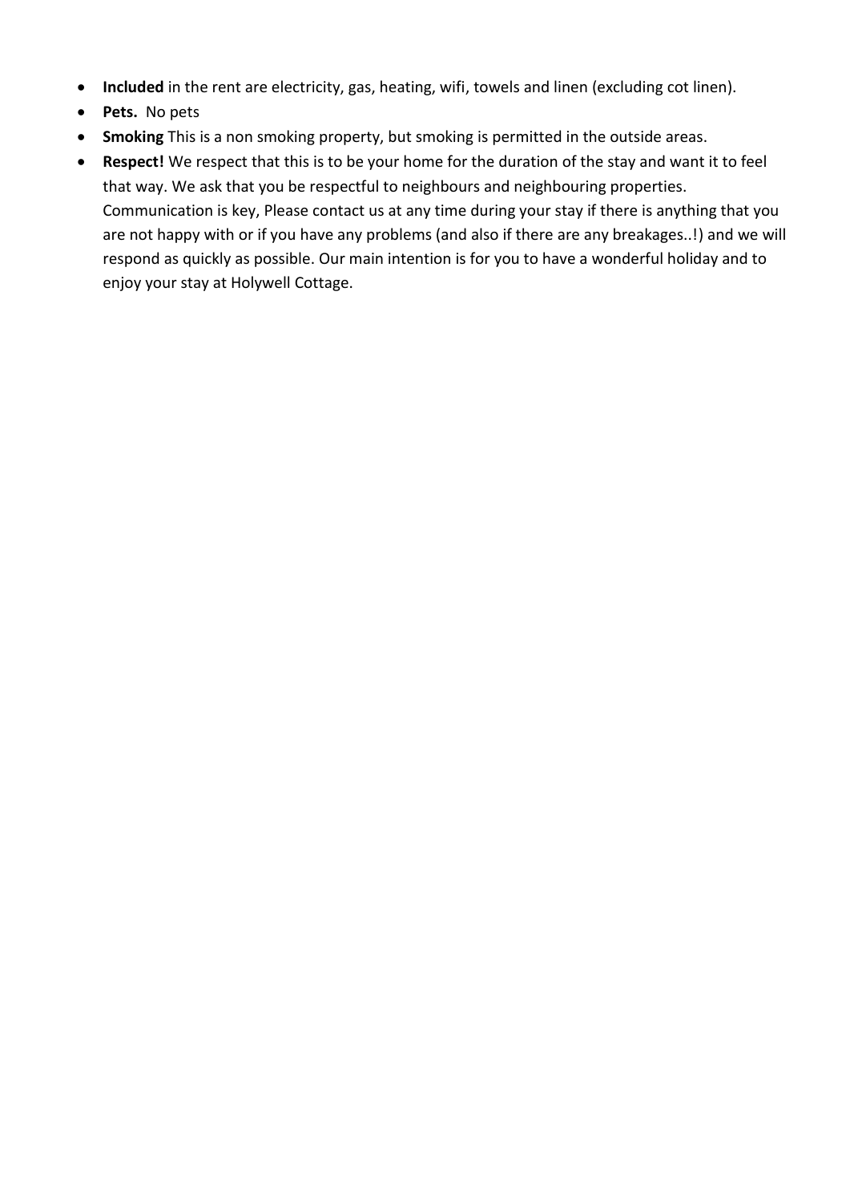- **Included** in the rent are electricity, gas, heating, wifi, towels and linen (excluding cot linen).
- **Pets.** No pets
- **Smoking** This is a non smoking property, but smoking is permitted in the outside areas.
- **Respect!** We respect that this is to be your home for the duration of the stay and want it to feel that way. We ask that you be respectful to neighbours and neighbouring properties. Communication is key, Please contact us at any time during your stay if there is anything that you are not happy with or if you have any problems (and also if there are any breakages..!) and we will respond as quickly as possible. Our main intention is for you to have a wonderful holiday and to enjoy your stay at Holywell Cottage.